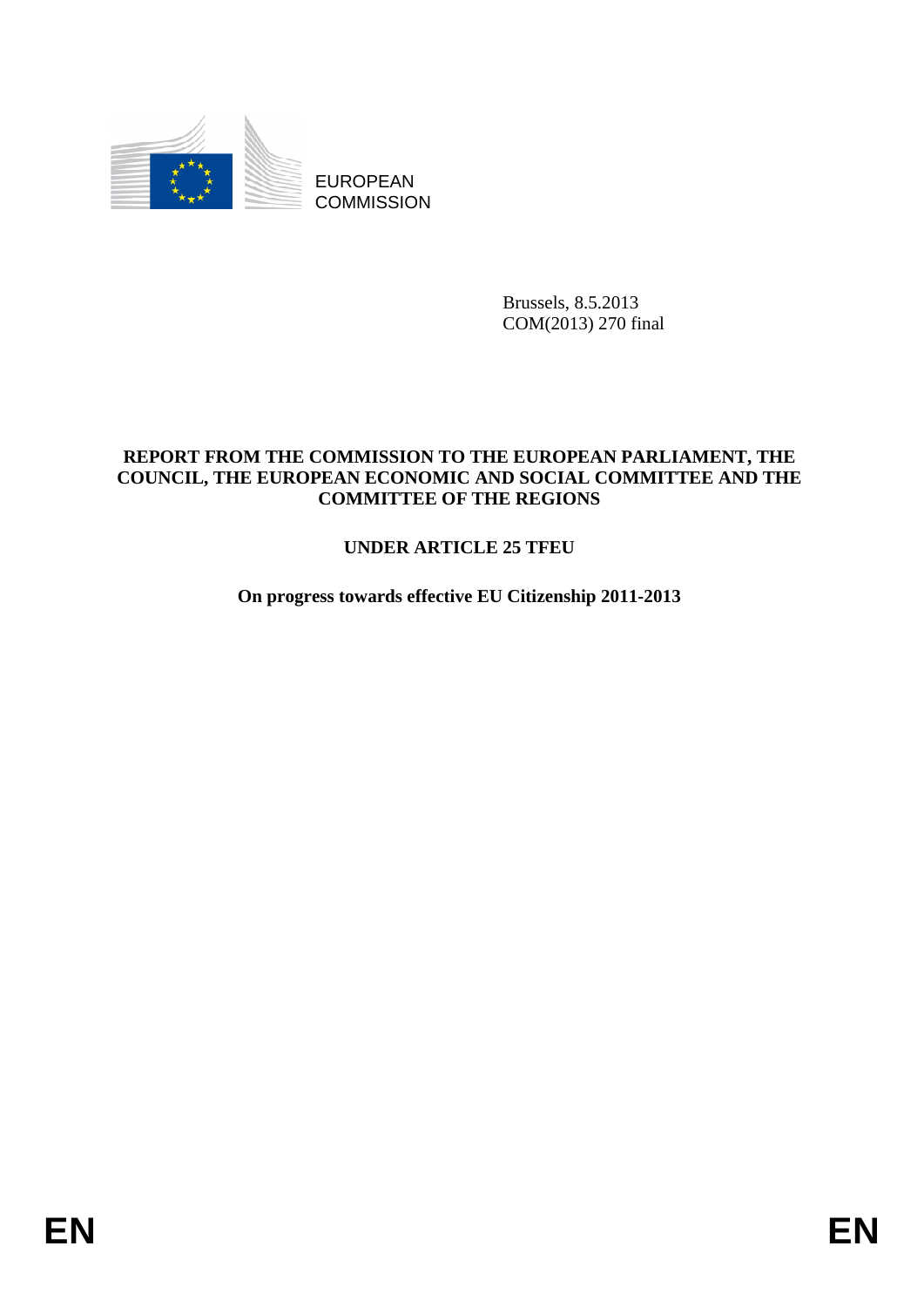EUROPEAN COMMISSION

Brussels, 8.5.2013
COM(2013) 270 final

**REPORT FROM THE COMMISSION TO THE EUROPEAN PARLIAMENT, THE COUNCIL, THE EUROPEAN ECONOMIC AND SOCIAL COMMITTEE AND THE COMMITTEE OF THE REGIONS**

**UNDER ARTICLE 25 TFEU**

**On progress towards effective EU Citizenship 2011-2013**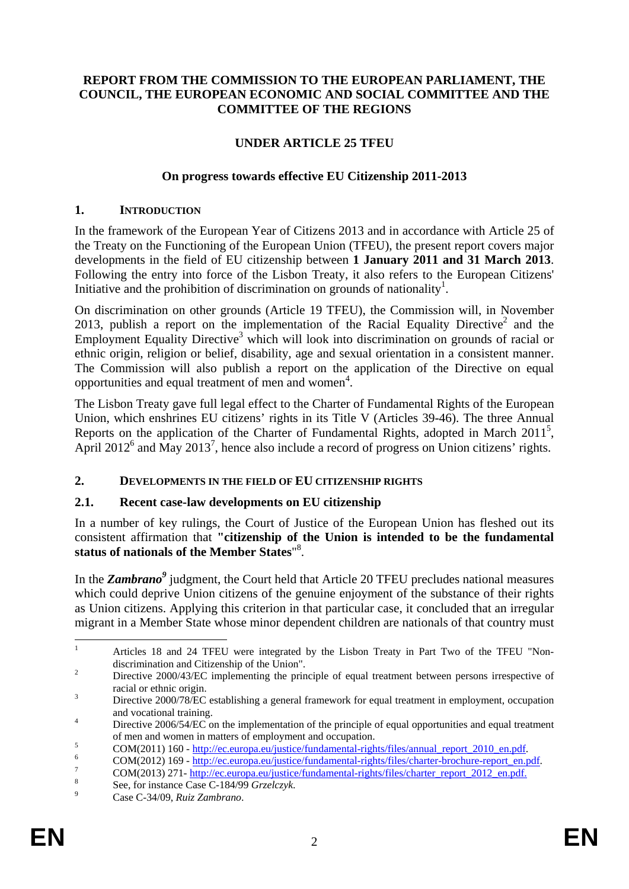**REPORT FROM THE COMMISSION TO THE EUROPEAN PARLIAMENT, THE COUNCIL, THE EUROPEAN ECONOMIC AND SOCIAL COMMITTEE AND THE COMMITTEE OF THE REGIONS**

**UNDER ARTICLE 25 TFEU**

**On progress towards effective EU Citizenship 2011-2013**

# 1. INTRODUCTION

In the framework of the European Year of Citizens 2013 and in accordance with Article 25 of the Treaty on the Functioning of the European Union (TFEU), the present report covers major developments in the field of EU citizenship between **1 January 2011 and 31 March 2013**. Following the entry into force of the Lisbon Treaty, it also refers to the European Citizens' Initiative and the prohibition of discrimination on grounds of nationality[1].

On discrimination on other grounds (Article 19 TFEU), the Commission will, in November 2013, publish a report on the implementation of the Racial Equality Directive[2] and the Employment Equality Directive[3] which will look into discrimination on grounds of racial or ethnic origin, religion or belief, disability, age and sexual orientation in a consistent manner. The Commission will also publish a report on the application of the Directive on equal opportunities and equal treatment of men and women[4].

The Lisbon Treaty gave full legal effect to the Charter of Fundamental Rights of the European Union, which enshrines EU citizens' rights in its Title V (Articles 39-46). The three Annual Reports on the application of the Charter of Fundamental Rights, adopted in March 2011[5], April 2012[6] and May 2013[7], hence also include a record of progress on Union citizens' rights.

# 2. DEVELOPMENTS IN THE FIELD OF EU CITIZENSHIP RIGHTS

## 2.1. Recent case-law developments on EU citizenship

In a number of key rulings, the Court of Justice of the European Union has fleshed out its consistent affirmation that **"citizenship of the Union is intended to be the fundamental status of nationals of the Member States**"[8].

In the ***Zambrano***[9] judgment, the Court held that Article 20 TFEU precludes national measures which could deprive Union citizens of the genuine enjoyment of the substance of their rights as Union citizens. Applying this criterion in that particular case, it concluded that an irregular migrant in a Member State whose minor dependent children are nationals of that country must

---

[1] Articles 18 and 24 TFEU were integrated by the Lisbon Treaty in Part Two of the TFEU "Non-discrimination and Citizenship of the Union".

[2] Directive 2000/43/EC implementing the principle of equal treatment between persons irrespective of racial or ethnic origin.

[3] Directive 2000/78/EC establishing a general framework for equal treatment in employment, occupation and vocational training.

[4] Directive 2006/54/EC on the implementation of the principle of equal opportunities and equal treatment of men and women in matters of employment and occupation.

[5] COM(2011) 160 - http://ec.europa.eu/justice/fundamental-rights/files/annual_report_2010_en.pdf.

[6] COM(2012) 169 - http://ec.europa.eu/justice/fundamental-rights/files/charter-brochure-report_en.pdf.

[7] COM(2013) 271- http://ec.europa.eu/justice/fundamental-rights/files/charter_report_2012_en.pdf.

[8] See, for instance Case C-184/99 *Grzelczyk.*

[9] Case C-34/09, *Ruiz Zambrano*.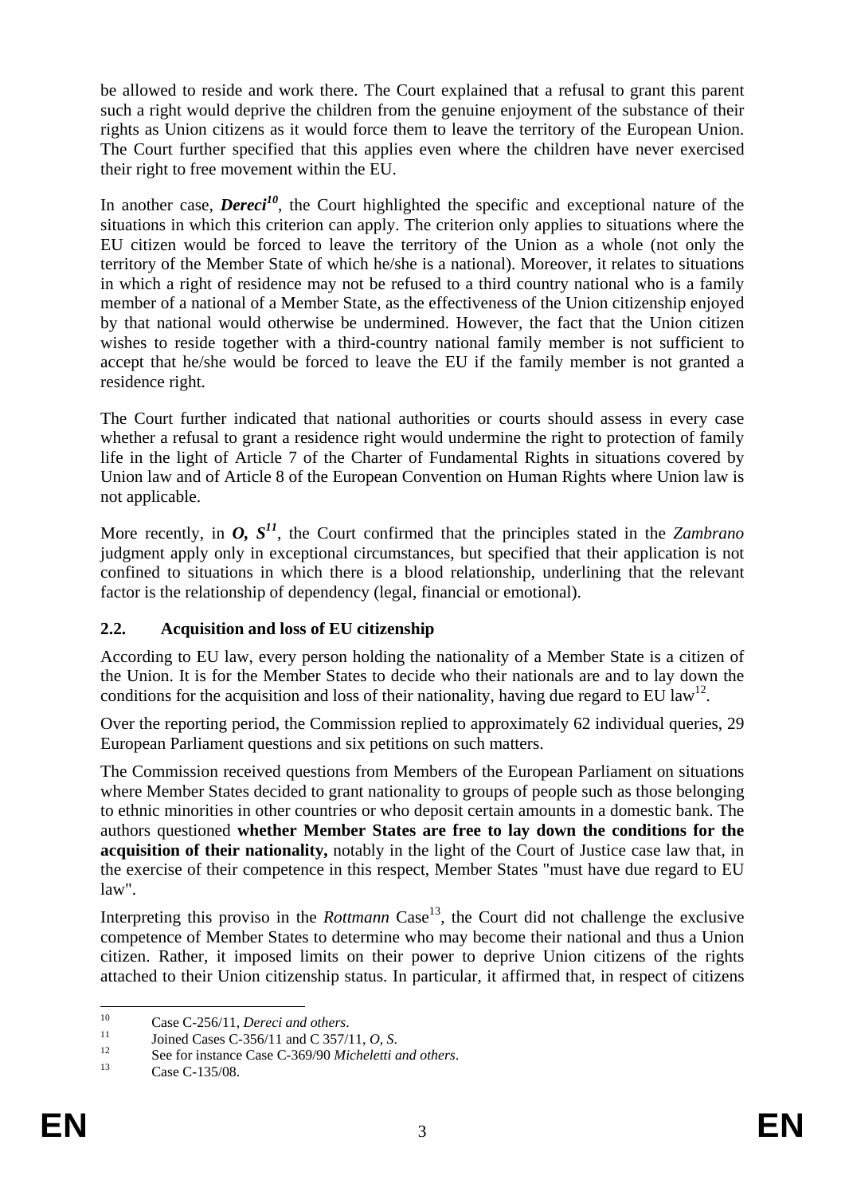be allowed to reside and work there. The Court explained that a refusal to grant this parent such a right would deprive the children from the genuine enjoyment of the substance of their rights as Union citizens as it would force them to leave the territory of the European Union. The Court further specified that this applies even where the children have never exercised their right to free movement within the EU.

In another case, ***Dereci***[10], the Court highlighted the specific and exceptional nature of the situations in which this criterion can apply. The criterion only applies to situations where the EU citizen would be forced to leave the territory of the Union as a whole (not only the territory of the Member State of which he/she is a national). Moreover, it relates to situations in which a right of residence may not be refused to a third country national who is a family member of a national of a Member State, as the effectiveness of the Union citizenship enjoyed by that national would otherwise be undermined. However, the fact that the Union citizen wishes to reside together with a third-country national family member is not sufficient to accept that he/she would be forced to leave the EU if the family member is not granted a residence right.

The Court further indicated that national authorities or courts should assess in every case whether a refusal to grant a residence right would undermine the right to protection of family life in the light of Article 7 of the Charter of Fundamental Rights in situations covered by Union law and of Article 8 of the European Convention on Human Rights where Union law is not applicable.

More recently, in ***O, S***[11], the Court confirmed that the principles stated in the *Zambrano* judgment apply only in exceptional circumstances, but specified that their application is not confined to situations in which there is a blood relationship, underlining that the relevant factor is the relationship of dependency (legal, financial or emotional).

### 2.2. Acquisition and loss of EU citizenship

According to EU law, every person holding the nationality of a Member State is a citizen of the Union. It is for the Member States to decide who their nationals are and to lay down the conditions for the acquisition and loss of their nationality, having due regard to EU law[12].

Over the reporting period, the Commission replied to approximately 62 individual queries, 29 European Parliament questions and six petitions on such matters.

The Commission received questions from Members of the European Parliament on situations where Member States decided to grant nationality to groups of people such as those belonging to ethnic minorities in other countries or who deposit certain amounts in a domestic bank. The authors questioned **whether Member States are free to lay down the conditions for the acquisition of their nationality,** notably in the light of the Court of Justice case law that, in the exercise of their competence in this respect, Member States "must have due regard to EU law".

Interpreting this proviso in the *Rottmann* Case[13], the Court did not challenge the exclusive competence of Member States to determine who may become their national and thus a Union citizen. Rather, it imposed limits on their power to deprive Union citizens of the rights attached to their Union citizenship status. In particular, it affirmed that, in respect of citizens

---

[10] Case C-256/11, *Dereci and others*.

[11] Joined Cases C-356/11 and C 357/11, *O, S*.

[12] See for instance Case C-369/90 *Micheletti and others*.

[13] Case C-135/08.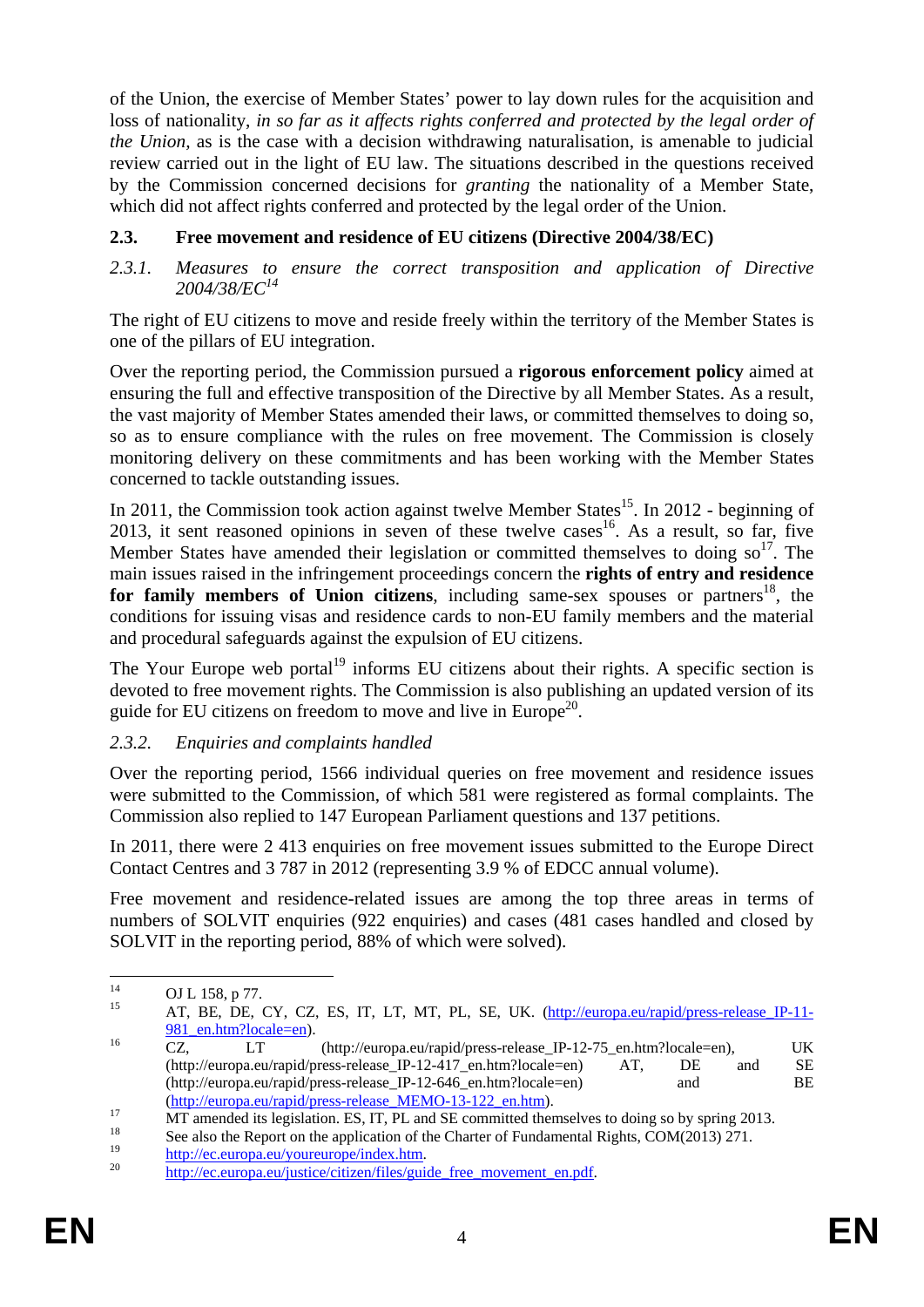of the Union, the exercise of Member States' power to lay down rules for the acquisition and loss of nationality, *in so far as it affects rights conferred and protected by the legal order of the Union,* as is the case with a decision withdrawing naturalisation, is amenable to judicial review carried out in the light of EU law. The situations described in the questions received by the Commission concerned decisions for *granting* the nationality of a Member State, which did not affect rights conferred and protected by the legal order of the Union.

## 2.3. Free movement and residence of EU citizens (Directive 2004/38/EC)

### *2.3.1. Measures to ensure the correct transposition and application of Directive 2004/38/EC*[14]

The right of EU citizens to move and reside freely within the territory of the Member States is one of the pillars of EU integration.

Over the reporting period, the Commission pursued a **rigorous enforcement policy** aimed at ensuring the full and effective transposition of the Directive by all Member States. As a result, the vast majority of Member States amended their laws, or committed themselves to doing so, so as to ensure compliance with the rules on free movement. The Commission is closely monitoring delivery on these commitments and has been working with the Member States concerned to tackle outstanding issues.

In 2011, the Commission took action against twelve Member States[15]. In 2012 - beginning of 2013, it sent reasoned opinions in seven of these twelve cases[16]. As a result, so far, five Member States have amended their legislation or committed themselves to doing so[17]. The main issues raised in the infringement proceedings concern the **rights of entry and residence for family members of Union citizens**, including same-sex spouses or partners[18], the conditions for issuing visas and residence cards to non-EU family members and the material and procedural safeguards against the expulsion of EU citizens.

The Your Europe web portal[19] informs EU citizens about their rights. A specific section is devoted to free movement rights. The Commission is also publishing an updated version of its guide for EU citizens on freedom to move and live in Europe[20].

### *2.3.2. Enquiries and complaints handled*

Over the reporting period, 1566 individual queries on free movement and residence issues were submitted to the Commission, of which 581 were registered as formal complaints. The Commission also replied to 147 European Parliament questions and 137 petitions.

In 2011, there were 2 413 enquiries on free movement issues submitted to the Europe Direct Contact Centres and 3 787 in 2012 (representing 3.9 % of EDCC annual volume).

Free movement and residence-related issues are among the top three areas in terms of numbers of SOLVIT enquiries (922 enquiries) and cases (481 cases handled and closed by SOLVIT in the reporting period, 88% of which were solved).

---

[14] OJ L 158, p 77.

[15] AT, BE, DE, CY, CZ, ES, IT, LT, MT, PL, SE, UK. (http://europa.eu/rapid/press-release_IP-11-981_en.htm?locale=en).

[16] CZ, LT (http://europa.eu/rapid/press-release_IP-12-75_en.htm?locale=en), UK (http://europa.eu/rapid/press-release_IP-12-417_en.htm?locale=en) AT, DE and SE (http://europa.eu/rapid/press-release_IP-12-646_en.htm?locale=en) and BE (http://europa.eu/rapid/press-release_MEMO-13-122_en.htm).

[17] MT amended its legislation. ES, IT, PL and SE committed themselves to doing so by spring 2013.

[18] See also the Report on the application of the Charter of Fundamental Rights, COM(2013) 271.

[19] http://ec.europa.eu/youreurope/index.htm.

[20] http://ec.europa.eu/justice/citizen/files/guide_free_movement_en.pdf.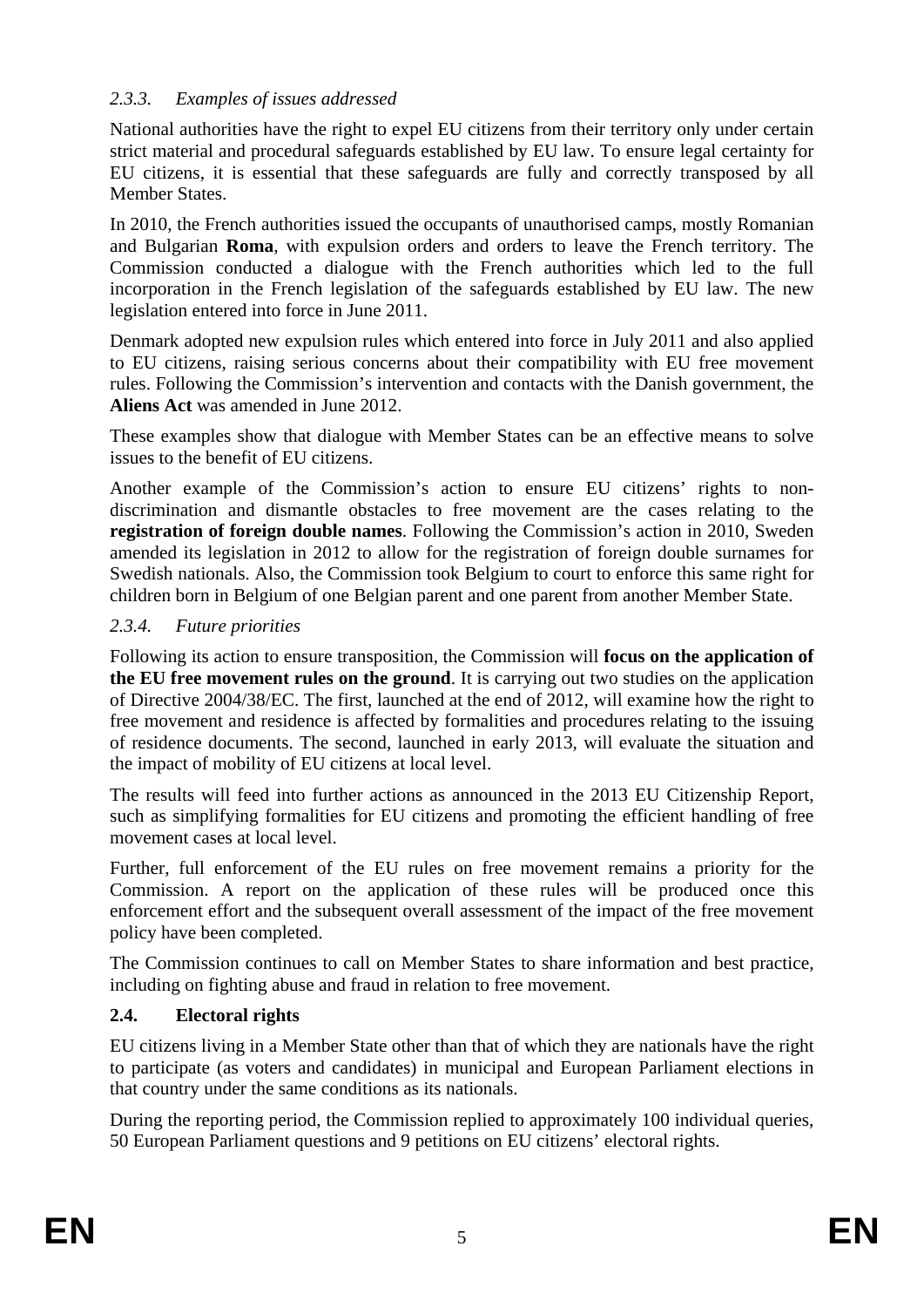### *2.3.3. Examples of issues addressed*

National authorities have the right to expel EU citizens from their territory only under certain strict material and procedural safeguards established by EU law. To ensure legal certainty for EU citizens, it is essential that these safeguards are fully and correctly transposed by all Member States.

In 2010, the French authorities issued the occupants of unauthorised camps, mostly Romanian and Bulgarian **Roma**, with expulsion orders and orders to leave the French territory. The Commission conducted a dialogue with the French authorities which led to the full incorporation in the French legislation of the safeguards established by EU law. The new legislation entered into force in June 2011.

Denmark adopted new expulsion rules which entered into force in July 2011 and also applied to EU citizens, raising serious concerns about their compatibility with EU free movement rules. Following the Commission's intervention and contacts with the Danish government, the **Aliens Act** was amended in June 2012.

These examples show that dialogue with Member States can be an effective means to solve issues to the benefit of EU citizens.

Another example of the Commission's action to ensure EU citizens' rights to non-discrimination and dismantle obstacles to free movement are the cases relating to the **registration of foreign double names**. Following the Commission's action in 2010, Sweden amended its legislation in 2012 to allow for the registration of foreign double surnames for Swedish nationals. Also, the Commission took Belgium to court to enforce this same right for children born in Belgium of one Belgian parent and one parent from another Member State.

### *2.3.4. Future priorities*

Following its action to ensure transposition, the Commission will **focus on the application of the EU free movement rules on the ground**. It is carrying out two studies on the application of Directive 2004/38/EC. The first, launched at the end of 2012, will examine how the right to free movement and residence is affected by formalities and procedures relating to the issuing of residence documents. The second, launched in early 2013, will evaluate the situation and the impact of mobility of EU citizens at local level.

The results will feed into further actions as announced in the 2013 EU Citizenship Report, such as simplifying formalities for EU citizens and promoting the efficient handling of free movement cases at local level.

Further, full enforcement of the EU rules on free movement remains a priority for the Commission. A report on the application of these rules will be produced once this enforcement effort and the subsequent overall assessment of the impact of the free movement policy have been completed.

The Commission continues to call on Member States to share information and best practice, including on fighting abuse and fraud in relation to free movement.

## **2.4. Electoral rights**

EU citizens living in a Member State other than that of which they are nationals have the right to participate (as voters and candidates) in municipal and European Parliament elections in that country under the same conditions as its nationals.

During the reporting period, the Commission replied to approximately 100 individual queries, 50 European Parliament questions and 9 petitions on EU citizens' electoral rights.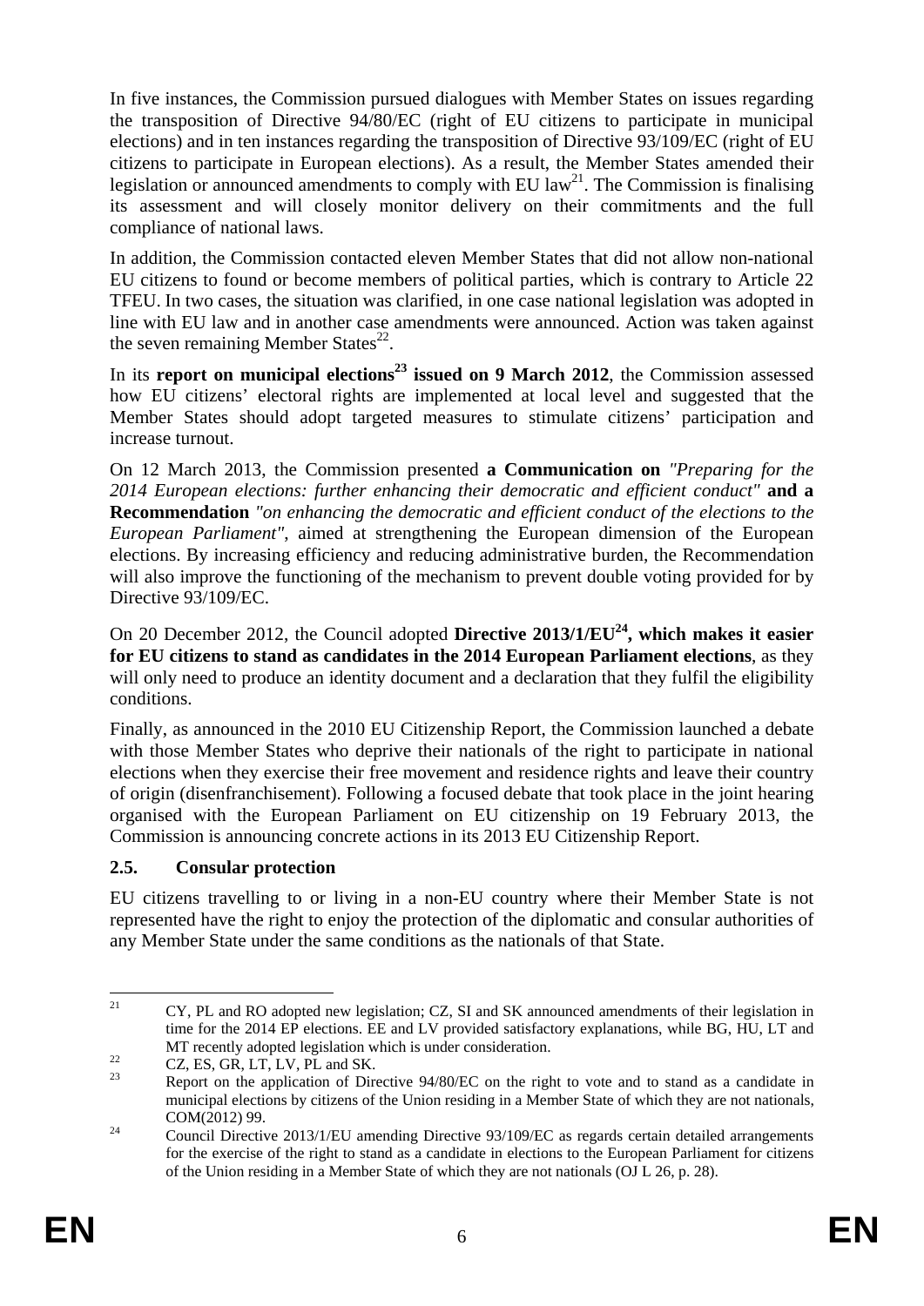In five instances, the Commission pursued dialogues with Member States on issues regarding the transposition of Directive 94/80/EC (right of EU citizens to participate in municipal elections) and in ten instances regarding the transposition of Directive 93/109/EC (right of EU citizens to participate in European elections). As a result, the Member States amended their legislation or announced amendments to comply with EU law[21]. The Commission is finalising its assessment and will closely monitor delivery on their commitments and the full compliance of national laws.

In addition, the Commission contacted eleven Member States that did not allow non-national EU citizens to found or become members of political parties, which is contrary to Article 22 TFEU. In two cases, the situation was clarified, in one case national legislation was adopted in line with EU law and in another case amendments were announced. Action was taken against the seven remaining Member States[22].

In its **report on municipal elections[23] issued on 9 March 2012**, the Commission assessed how EU citizens' electoral rights are implemented at local level and suggested that the Member States should adopt targeted measures to stimulate citizens' participation and increase turnout.

On 12 March 2013, the Commission presented **a Communication on** *"Preparing for the 2014 European elections: further enhancing their democratic and efficient conduct"* **and a Recommendation** *"on enhancing the democratic and efficient conduct of the elections to the European Parliament"*, aimed at strengthening the European dimension of the European elections. By increasing efficiency and reducing administrative burden, the Recommendation will also improve the functioning of the mechanism to prevent double voting provided for by Directive 93/109/EC.

On 20 December 2012, the Council adopted **Directive 2013/1/EU[24], which makes it easier for EU citizens to stand as candidates in the 2014 European Parliament elections**, as they will only need to produce an identity document and a declaration that they fulfil the eligibility conditions.

Finally, as announced in the 2010 EU Citizenship Report, the Commission launched a debate with those Member States who deprive their nationals of the right to participate in national elections when they exercise their free movement and residence rights and leave their country of origin (disenfranchisement). Following a focused debate that took place in the joint hearing organised with the European Parliament on EU citizenship on 19 February 2013, the Commission is announcing concrete actions in its 2013 EU Citizenship Report.

## 2.5. Consular protection

EU citizens travelling to or living in a non-EU country where their Member State is not represented have the right to enjoy the protection of the diplomatic and consular authorities of any Member State under the same conditions as the nationals of that State.

---

[21] CY, PL and RO adopted new legislation; CZ, SI and SK announced amendments of their legislation in time for the 2014 EP elections. EE and LV provided satisfactory explanations, while BG, HU, LT and MT recently adopted legislation which is under consideration.

[22] CZ, ES, GR, LT, LV, PL and SK.

[23] Report on the application of Directive 94/80/EC on the right to vote and to stand as a candidate in municipal elections by citizens of the Union residing in a Member State of which they are not nationals, COM(2012) 99.

[24] Council Directive 2013/1/EU amending Directive 93/109/EC as regards certain detailed arrangements for the exercise of the right to stand as a candidate in elections to the European Parliament for citizens of the Union residing in a Member State of which they are not nationals (OJ L 26, p. 28).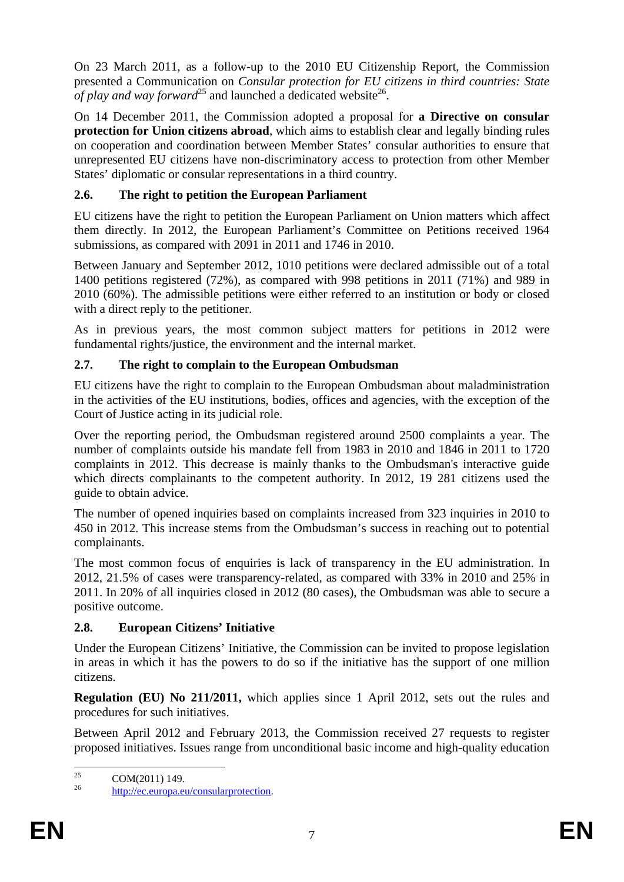On 23 March 2011, as a follow-up to the 2010 EU Citizenship Report, the Commission presented a Communication on *Consular protection for EU citizens in third countries: State of play and way forward*[25] and launched a dedicated website[26].

On 14 December 2011, the Commission adopted a proposal for **a Directive on consular protection for Union citizens abroad**, which aims to establish clear and legally binding rules on cooperation and coordination between Member States' consular authorities to ensure that unrepresented EU citizens have non-discriminatory access to protection from other Member States' diplomatic or consular representations in a third country.

### 2.6. The right to petition the European Parliament

EU citizens have the right to petition the European Parliament on Union matters which affect them directly. In 2012, the European Parliament's Committee on Petitions received 1964 submissions, as compared with 2091 in 2011 and 1746 in 2010.

Between January and September 2012, 1010 petitions were declared admissible out of a total 1400 petitions registered (72%), as compared with 998 petitions in 2011 (71%) and 989 in 2010 (60%). The admissible petitions were either referred to an institution or body or closed with a direct reply to the petitioner.

As in previous years, the most common subject matters for petitions in 2012 were fundamental rights/justice, the environment and the internal market.

### 2.7. The right to complain to the European Ombudsman

EU citizens have the right to complain to the European Ombudsman about maladministration in the activities of the EU institutions, bodies, offices and agencies, with the exception of the Court of Justice acting in its judicial role.

Over the reporting period, the Ombudsman registered around 2500 complaints a year. The number of complaints outside his mandate fell from 1983 in 2010 and 1846 in 2011 to 1720 complaints in 2012. This decrease is mainly thanks to the Ombudsman's interactive guide which directs complainants to the competent authority. In 2012, 19 281 citizens used the guide to obtain advice.

The number of opened inquiries based on complaints increased from 323 inquiries in 2010 to 450 in 2012. This increase stems from the Ombudsman's success in reaching out to potential complainants.

The most common focus of enquiries is lack of transparency in the EU administration. In 2012, 21.5% of cases were transparency-related, as compared with 33% in 2010 and 25% in 2011. In 20% of all inquiries closed in 2012 (80 cases), the Ombudsman was able to secure a positive outcome.

### 2.8. European Citizens' Initiative

Under the European Citizens' Initiative, the Commission can be invited to propose legislation in areas in which it has the powers to do so if the initiative has the support of one million citizens.

**Regulation (EU) No 211/2011,** which applies since 1 April 2012, sets out the rules and procedures for such initiatives.

Between April 2012 and February 2013, the Commission received 27 requests to register proposed initiatives. Issues range from unconditional basic income and high-quality education

---

[25] COM(2011) 149.

[26] http://ec.europa.eu/consularprotection.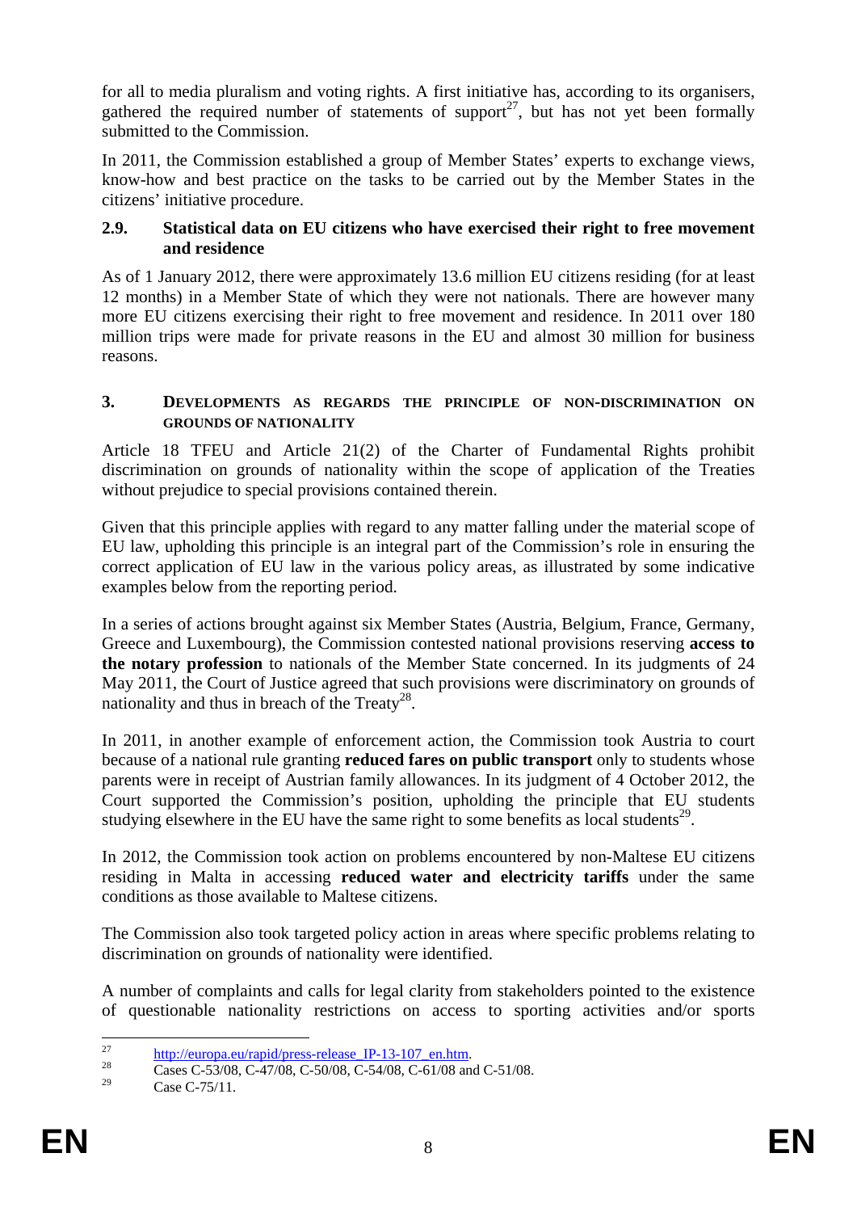for all to media pluralism and voting rights. A first initiative has, according to its organisers, gathered the required number of statements of support[27], but has not yet been formally submitted to the Commission.

In 2011, the Commission established a group of Member States' experts to exchange views, know-how and best practice on the tasks to be carried out by the Member States in the citizens' initiative procedure.

### 2.9. Statistical data on EU citizens who have exercised their right to free movement and residence

As of 1 January 2012, there were approximately 13.6 million EU citizens residing (for at least 12 months) in a Member State of which they were not nationals. There are however many more EU citizens exercising their right to free movement and residence. In 2011 over 180 million trips were made for private reasons in the EU and almost 30 million for business reasons.

## 3. DEVELOPMENTS AS REGARDS THE PRINCIPLE OF NON-DISCRIMINATION ON GROUNDS OF NATIONALITY

Article 18 TFEU and Article 21(2) of the Charter of Fundamental Rights prohibit discrimination on grounds of nationality within the scope of application of the Treaties without prejudice to special provisions contained therein.

Given that this principle applies with regard to any matter falling under the material scope of EU law, upholding this principle is an integral part of the Commission's role in ensuring the correct application of EU law in the various policy areas, as illustrated by some indicative examples below from the reporting period.

In a series of actions brought against six Member States (Austria, Belgium, France, Germany, Greece and Luxembourg), the Commission contested national provisions reserving **access to the notary profession** to nationals of the Member State concerned. In its judgments of 24 May 2011, the Court of Justice agreed that such provisions were discriminatory on grounds of nationality and thus in breach of the Treaty[28].

In 2011, in another example of enforcement action, the Commission took Austria to court because of a national rule granting **reduced fares on public transport** only to students whose parents were in receipt of Austrian family allowances. In its judgment of 4 October 2012, the Court supported the Commission's position, upholding the principle that EU students studying elsewhere in the EU have the same right to some benefits as local students[29].

In 2012, the Commission took action on problems encountered by non-Maltese EU citizens residing in Malta in accessing **reduced water and electricity tariffs** under the same conditions as those available to Maltese citizens.

The Commission also took targeted policy action in areas where specific problems relating to discrimination on grounds of nationality were identified.

A number of complaints and calls for legal clarity from stakeholders pointed to the existence of questionable nationality restrictions on access to sporting activities and/or sports

---

[27] http://europa.eu/rapid/press-release_IP-13-107_en.htm.

[28] Cases C-53/08, C-47/08, C-50/08, C-54/08, C-61/08 and C-51/08.

[29] Case C-75/11.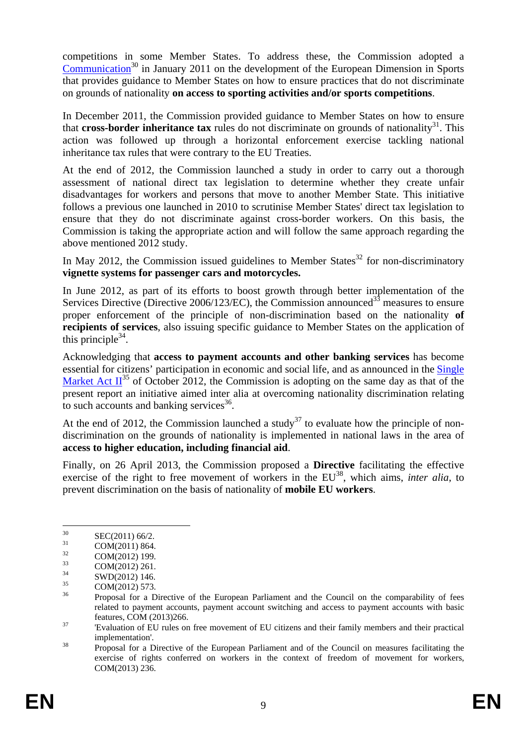competitions in some Member States. To address these, the Commission adopted a Communication[30] in January 2011 on the development of the European Dimension in Sports that provides guidance to Member States on how to ensure practices that do not discriminate on grounds of nationality **on access to sporting activities and/or sports competitions**.

In December 2011, the Commission provided guidance to Member States on how to ensure that **cross-border inheritance tax** rules do not discriminate on grounds of nationality[31]. This action was followed up through a horizontal enforcement exercise tackling national inheritance tax rules that were contrary to the EU Treaties.

At the end of 2012, the Commission launched a study in order to carry out a thorough assessment of national direct tax legislation to determine whether they create unfair disadvantages for workers and persons that move to another Member State. This initiative follows a previous one launched in 2010 to scrutinise Member States' direct tax legislation to ensure that they do not discriminate against cross-border workers. On this basis, the Commission is taking the appropriate action and will follow the same approach regarding the above mentioned 2012 study.

In May 2012, the Commission issued guidelines to Member States[32] for non-discriminatory **vignette systems for passenger cars and motorcycles.**

In June 2012, as part of its efforts to boost growth through better implementation of the Services Directive (Directive 2006/123/EC), the Commission announced[33] measures to ensure proper enforcement of the principle of non-discrimination based on the nationality **of recipients of services**, also issuing specific guidance to Member States on the application of this principle[34].

Acknowledging that **access to payment accounts and other banking services** has become essential for citizens' participation in economic and social life, and as announced in the Single Market Act II[35] of October 2012, the Commission is adopting on the same day as that of the present report an initiative aimed inter alia at overcoming nationality discrimination relating to such accounts and banking services[36].

At the end of 2012, the Commission launched a study[37] to evaluate how the principle of non-discrimination on the grounds of nationality is implemented in national laws in the area of **access to higher education, including financial aid**.

Finally, on 26 April 2013, the Commission proposed a **Directive** facilitating the effective exercise of the right to free movement of workers in the EU[38], which aims, *inter alia*, to prevent discrimination on the basis of nationality of **mobile EU workers**.

---

[30] SEC(2011) 66/2.

[31] COM(2011) 864.

[32] COM(2012) 199.

[33] COM(2012) 261.

[34] SWD(2012) 146.

[35] COM(2012) 573.

[36] Proposal for a Directive of the European Parliament and the Council on the comparability of fees related to payment accounts, payment account switching and access to payment accounts with basic features, COM (2013)266.

[37] 'Evaluation of EU rules on free movement of EU citizens and their family members and their practical implementation'.

[38] Proposal for a Directive of the European Parliament and of the Council on measures facilitating the exercise of rights conferred on workers in the context of freedom of movement for workers, COM(2013) 236.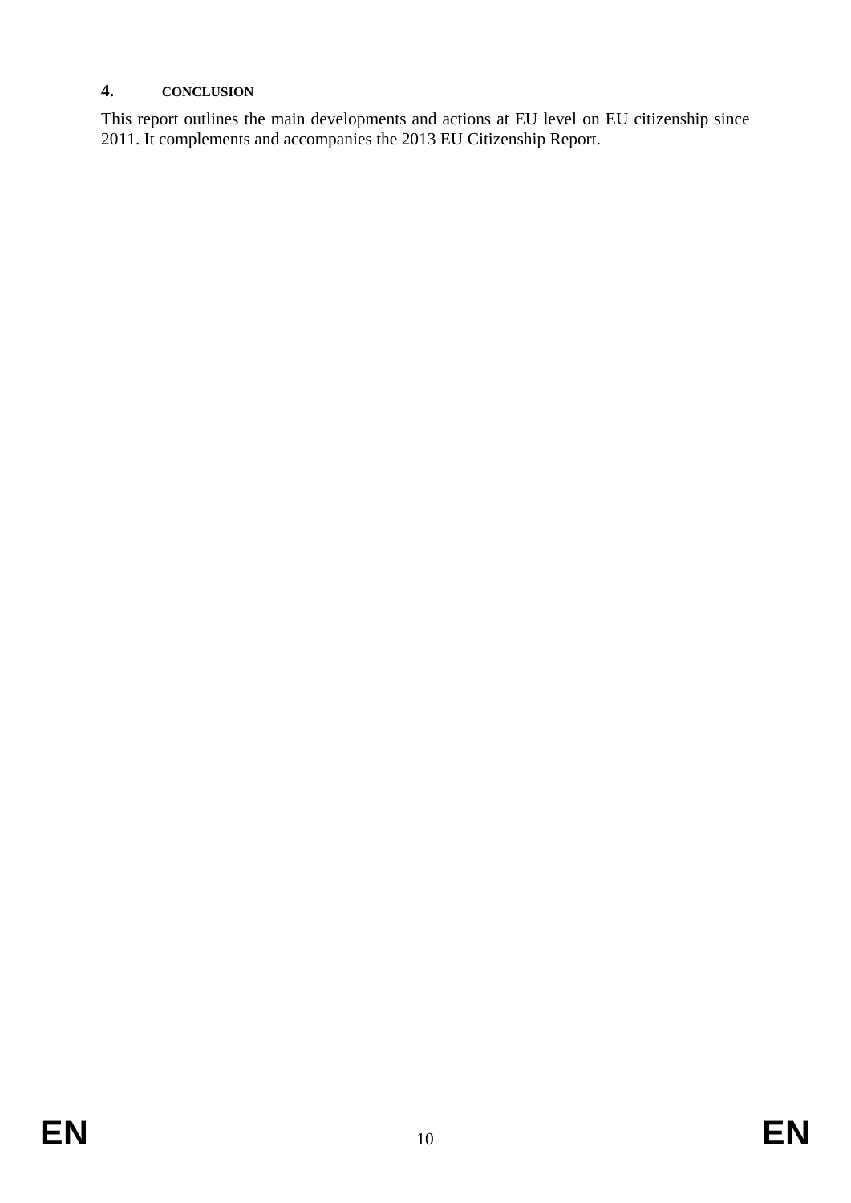## 4. CONCLUSION

This report outlines the main developments and actions at EU level on EU citizenship since 2011. It complements and accompanies the 2013 EU Citizenship Report.